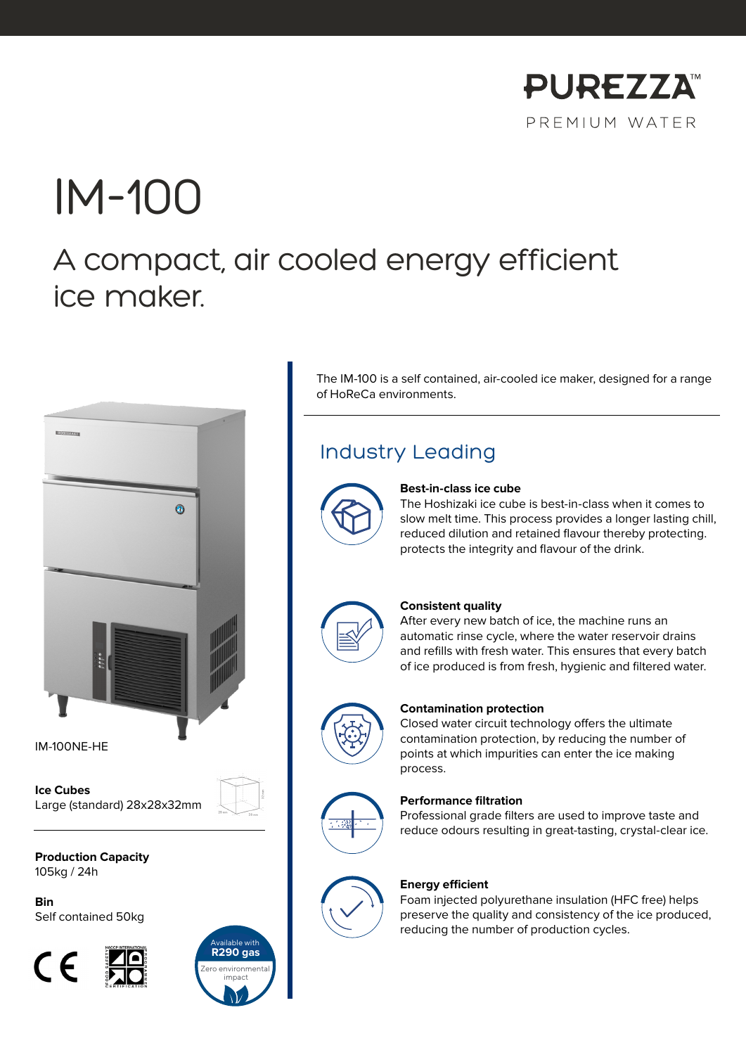PUREZZA™

PREMIUM WATER

# IM-100

## A compact, air cooled energy efficient ice maker.

IM-100NE-HE

**Ice Cubes**
Large (standard) 28x28x32mm

**Production Capacity**
105kg / 24h

**Bin**
Self contained 50kg

Available with **R290 gas**
Zero environmental impact

The IM-100 is a self contained, air-cooled ice maker, designed for a range of HoReCa environments.

## Industry Leading

**Best-in-class ice cube**
The Hoshizaki ice cube is best-in-class when it comes to slow melt time. This process provides a longer lasting chill, reduced dilution and retained flavour thereby protecting. protects the integrity and flavour of the drink.

**Consistent quality**
After every new batch of ice, the machine runs an automatic rinse cycle, where the water reservoir drains and refills with fresh water. This ensures that every batch of ice produced is from fresh, hygienic and filtered water.

**Contamination protection**
Closed water circuit technology offers the ultimate contamination protection, by reducing the number of points at which impurities can enter the ice making process.

**Performance filtration**
Professional grade filters are used to improve taste and reduce odours resulting in great-tasting, crystal-clear ice.

**Energy efficient**
Foam injected polyurethane insulation (HFC free) helps preserve the quality and consistency of the ice produced, reducing the number of production cycles.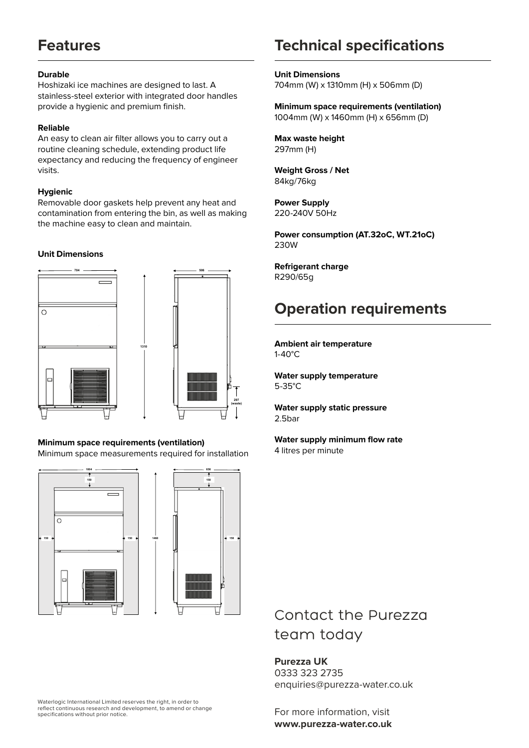## Features

**Durable**
Hoshizaki ice machines are designed to last. A stainless-steel exterior with integrated door handles provide a hygienic and premium finish.

**Reliable**
An easy to clean air filter allows you to carry out a routine cleaning schedule, extending product life expectancy and reducing the frequency of engineer visits.

**Hygienic**
Removable door gaskets help prevent any heat and contamination from entering the bin, as well as making the machine easy to clean and maintain.

**Unit Dimensions**

704
1310
506
297 (waste)

**Minimum space requirements (ventilation)**
Minimum space measurements required for installation

1004
150
150
150
1460
656
150
150

## Technical specifications

**Unit Dimensions**
704mm (W) x 1310mm (H) x 506mm (D)

**Minimum space requirements (ventilation)**
1004mm (W) x 1460mm (H) x 656mm (D)

**Max waste height**
297mm (H)

**Weight Gross / Net**
84kg/76kg

**Power Supply**
220-240V 50Hz

**Power consumption (AT.32oC, WT.21oC)**
230W

**Refrigerant charge**
R290/65g

## Operation requirements

**Ambient air temperature**
1-40°C

**Water supply temperature**
5-35°C

**Water supply static pressure**
2.5bar

**Water supply minimum flow rate**
4 litres per minute

## Contact the Purezza team today

**Purezza UK**
0333 323 2735
enquiries@purezza-water.co.uk

For more information, visit
**www.purezza-water.co.uk**

Waterlogic International Limited reserves the right, in order to reflect continuous research and development, to amend or change specifications without prior notice.